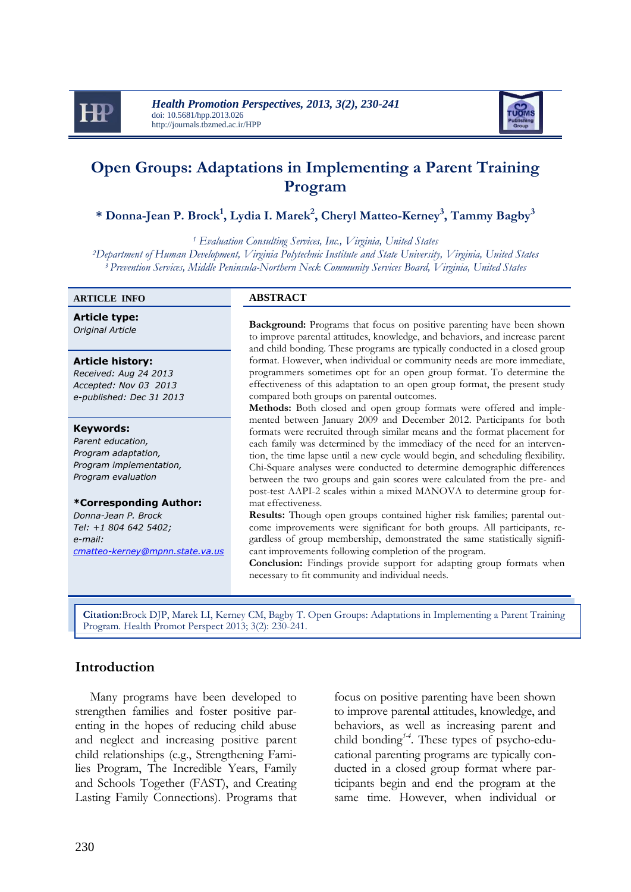# Open Groups: Adaptations in Implementing a Parent Training Program

**\* Donna-Jean P. Brock[1], Lydia I. Marek[2], Cheryl Matteo-Kerney[3], Tammy Bagby[3]**

*[1] Evaluation Consulting Services, Inc., Virginia, United States*
*[2]Department of Human Development, Virginia Polytechnic Institute and State University, Virginia, United States*
*[3] Prevention Services, Middle Peninsula-Northern Neck Community Services Board, Virginia, United States*

**ARTICLE INFO**

**Article type:**
*Original Article*

**Article history:**
*Received: Aug 24 2013*
*Accepted: Nov 03 2013*
*e-published: Dec 31 2013*

**Keywords:**
*Parent education,*
*Program adaptation,*
*Program implementation,*
*Program evaluation*

**\*Corresponding Author:**
*Donna-Jean P. Brock*
*Tel: +1 804 642 5402;*
*e-mail:*
*cmatteo-kerney@mpnn.state.va.us*

**ABSTRACT**

**Background:** Programs that focus on positive parenting have been shown to improve parental attitudes, knowledge, and behaviors, and increase parent and child bonding. These programs are typically conducted in a closed group format. However, when individual or community needs are more immediate, programmers sometimes opt for an open group format. To determine the effectiveness of this adaptation to an open group format, the present study compared both groups on parental outcomes.

**Methods:** Both closed and open group formats were offered and implemented between January 2009 and December 2012. Participants for both formats were recruited through similar means and the format placement for each family was determined by the immediacy of the need for an intervention, the time lapse until a new cycle would begin, and scheduling flexibility. Chi-Square analyses were conducted to determine demographic differences between the two groups and gain scores were calculated from the pre- and post-test AAPI-2 scales within a mixed MANOVA to determine group format effectiveness.

**Results:** Though open groups contained higher risk families; parental outcome improvements were significant for both groups. All participants, regardless of group membership, demonstrated the same statistically significant improvements following completion of the program.

**Conclusion:** Findings provide support for adapting group formats when necessary to fit community and individual needs.

**Citation:** Brock DJP, Marek LI, Kerney CM, Bagby T. Open Groups: Adaptations in Implementing a Parent Training Program. Health Promot Perspect 2013; 3(2): 230-241.

## Introduction

Many programs have been developed to strengthen families and foster positive parenting in the hopes of reducing child abuse and neglect and increasing positive parent child relationships (e.g., Strengthening Families Program, The Incredible Years, Family and Schools Together (FAST), and Creating Lasting Family Connections). Programs that focus on positive parenting have been shown to improve parental attitudes, knowledge, and behaviors, as well as increasing parent and child bonding[1-4]. These types of psycho-educational parenting programs are typically conducted in a closed group format where participants begin and end the program at the same time. However, when individual or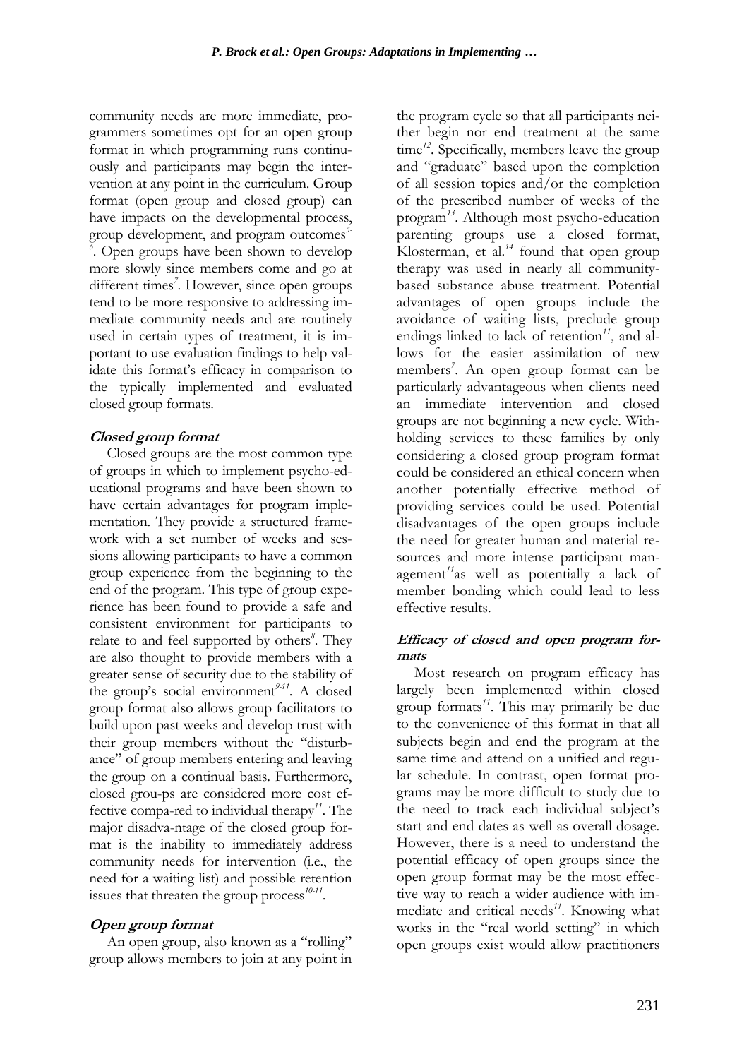community needs are more immediate, programmers sometimes opt for an open group format in which programming runs continuously and participants may begin the intervention at any point in the curriculum. Group format (open group and closed group) can have impacts on the developmental process, group development, and program outcomes[5-6]. Open groups have been shown to develop more slowly since members come and go at different times[7]. However, since open groups tend to be more responsive to addressing immediate community needs and are routinely used in certain types of treatment, it is important to use evaluation findings to help validate this format's efficacy in comparison to the typically implemented and evaluated closed group formats.

### *Closed group format*

Closed groups are the most common type of groups in which to implement psycho-educational programs and have been shown to have certain advantages for program implementation. They provide a structured framework with a set number of weeks and sessions allowing participants to have a common group experience from the beginning to the end of the program. This type of group experience has been found to provide a safe and consistent environment for participants to relate to and feel supported by others[8]. They are also thought to provide members with a greater sense of security due to the stability of the group's social environment[9-11]. A closed group format also allows group facilitators to build upon past weeks and develop trust with their group members without the "disturbance" of group members entering and leaving the group on a continual basis. Furthermore, closed grou-ps are considered more cost effective compa-red to individual therapy[11]. The major disadva-ntage of the closed group format is the inability to immediately address community needs for intervention (i.e., the need for a waiting list) and possible retention issues that threaten the group process[10-11].

### *Open group format*

An open group, also known as a "rolling" group allows members to join at any point in the program cycle so that all participants neither begin nor end treatment at the same time[12]. Specifically, members leave the group and "graduate" based upon the completion of all session topics and/or the completion of the prescribed number of weeks of the program[13]. Although most psycho-education parenting groups use a closed format, Klosterman, et al.[14] found that open group therapy was used in nearly all community-based substance abuse treatment. Potential advantages of open groups include the avoidance of waiting lists, preclude group endings linked to lack of retention[11], and allows for the easier assimilation of new members[7]. An open group format can be particularly advantageous when clients need an immediate intervention and closed groups are not beginning a new cycle. Withholding services to these families by only considering a closed group program format could be considered an ethical concern when another potentially effective method of providing services could be used. Potential disadvantages of the open groups include the need for greater human and material resources and more intense participant management[11]as well as potentially a lack of member bonding which could lead to less effective results.

### *Efficacy of closed and open program formats*

Most research on program efficacy has largely been implemented within closed group formats[11]. This may primarily be due to the convenience of this format in that all subjects begin and end the program at the same time and attend on a unified and regular schedule. In contrast, open format programs may be more difficult to study due to the need to track each individual subject's start and end dates as well as overall dosage. However, there is a need to understand the potential efficacy of open groups since the open group format may be the most effective way to reach a wider audience with immediate and critical needs[11]. Knowing what works in the "real world setting" in which open groups exist would allow practitioners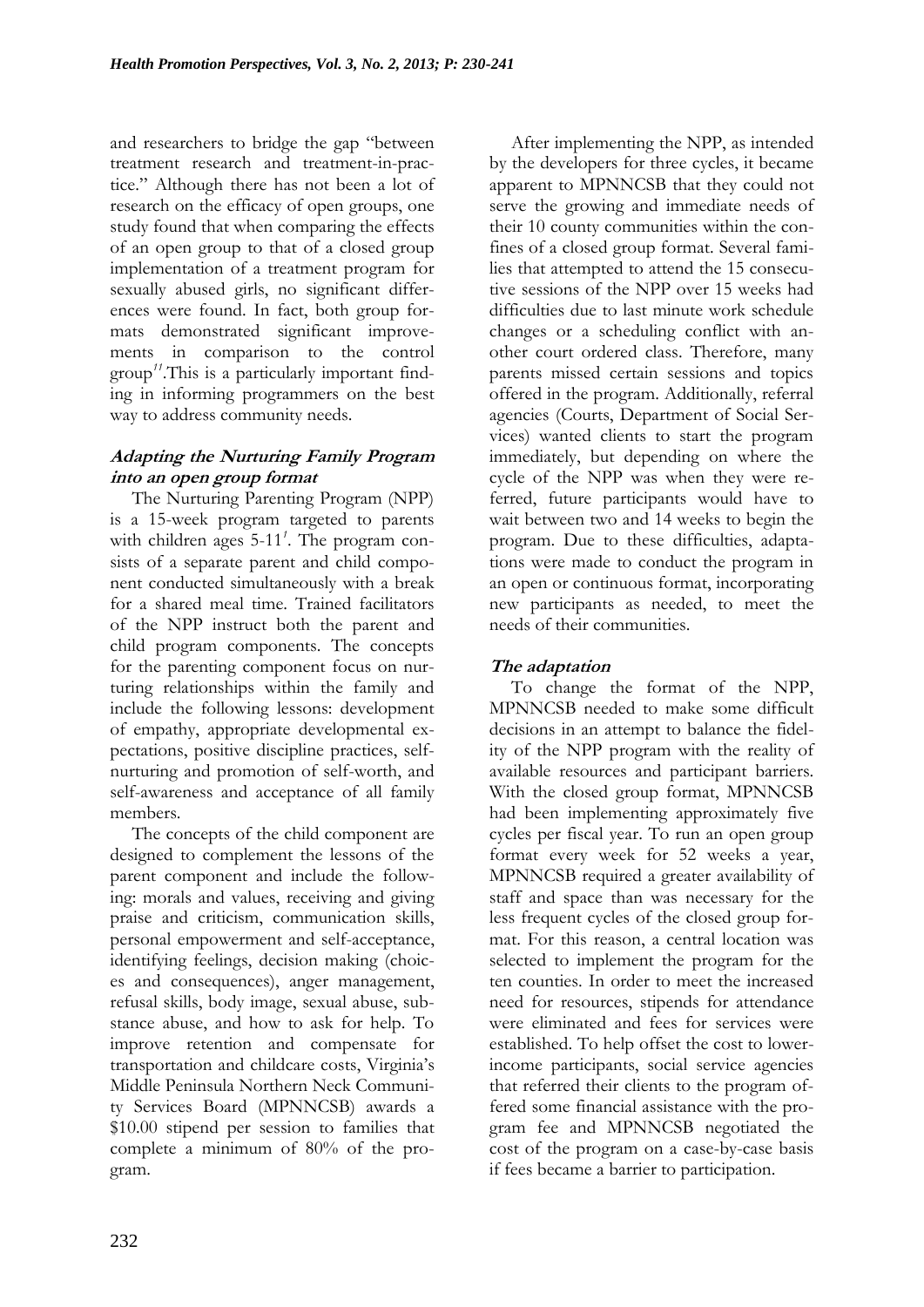and researchers to bridge the gap "between treatment research and treatment-in-practice." Although there has not been a lot of research on the efficacy of open groups, one study found that when comparing the effects of an open group to that of a closed group implementation of a treatment program for sexually abused girls, no significant differences were found. In fact, both group formats demonstrated significant improvements in comparison to the control group[11].This is a particularly important finding in informing programmers on the best way to address community needs.

### *Adapting the Nurturing Family Program into an open group format*

The Nurturing Parenting Program (NPP) is a 15-week program targeted to parents with children ages 5-11[1]. The program consists of a separate parent and child component conducted simultaneously with a break for a shared meal time. Trained facilitators of the NPP instruct both the parent and child program components. The concepts for the parenting component focus on nurturing relationships within the family and include the following lessons: development of empathy, appropriate developmental expectations, positive discipline practices, self-nurturing and promotion of self-worth, and self-awareness and acceptance of all family members.

The concepts of the child component are designed to complement the lessons of the parent component and include the following: morals and values, receiving and giving praise and criticism, communication skills, personal empowerment and self-acceptance, identifying feelings, decision making (choices and consequences), anger management, refusal skills, body image, sexual abuse, substance abuse, and how to ask for help. To improve retention and compensate for transportation and childcare costs, Virginia's Middle Peninsula Northern Neck Community Services Board (MPNNCSB) awards a $10.00 stipend per session to families that complete a minimum of 80% of the program.

After implementing the NPP, as intended by the developers for three cycles, it became apparent to MPNNCSB that they could not serve the growing and immediate needs of their 10 county communities within the confines of a closed group format. Several families that attempted to attend the 15 consecutive sessions of the NPP over 15 weeks had difficulties due to last minute work schedule changes or a scheduling conflict with another court ordered class. Therefore, many parents missed certain sessions and topics offered in the program. Additionally, referral agencies (Courts, Department of Social Services) wanted clients to start the program immediately, but depending on where the cycle of the NPP was when they were referred, future participants would have to wait between two and 14 weeks to begin the program. Due to these difficulties, adaptations were made to conduct the program in an open or continuous format, incorporating new participants as needed, to meet the needs of their communities.

### *The adaptation*

To change the format of the NPP, MPNNCSB needed to make some difficult decisions in an attempt to balance the fidelity of the NPP program with the reality of available resources and participant barriers. With the closed group format, MPNNCSB had been implementing approximately five cycles per fiscal year. To run an open group format every week for 52 weeks a year, MPNNCSB required a greater availability of staff and space than was necessary for the less frequent cycles of the closed group format. For this reason, a central location was selected to implement the program for the ten counties. In order to meet the increased need for resources, stipends for attendance were eliminated and fees for services were established. To help offset the cost to lower-income participants, social service agencies that referred their clients to the program offered some financial assistance with the program fee and MPNNCSB negotiated the cost of the program on a case-by-case basis if fees became a barrier to participation.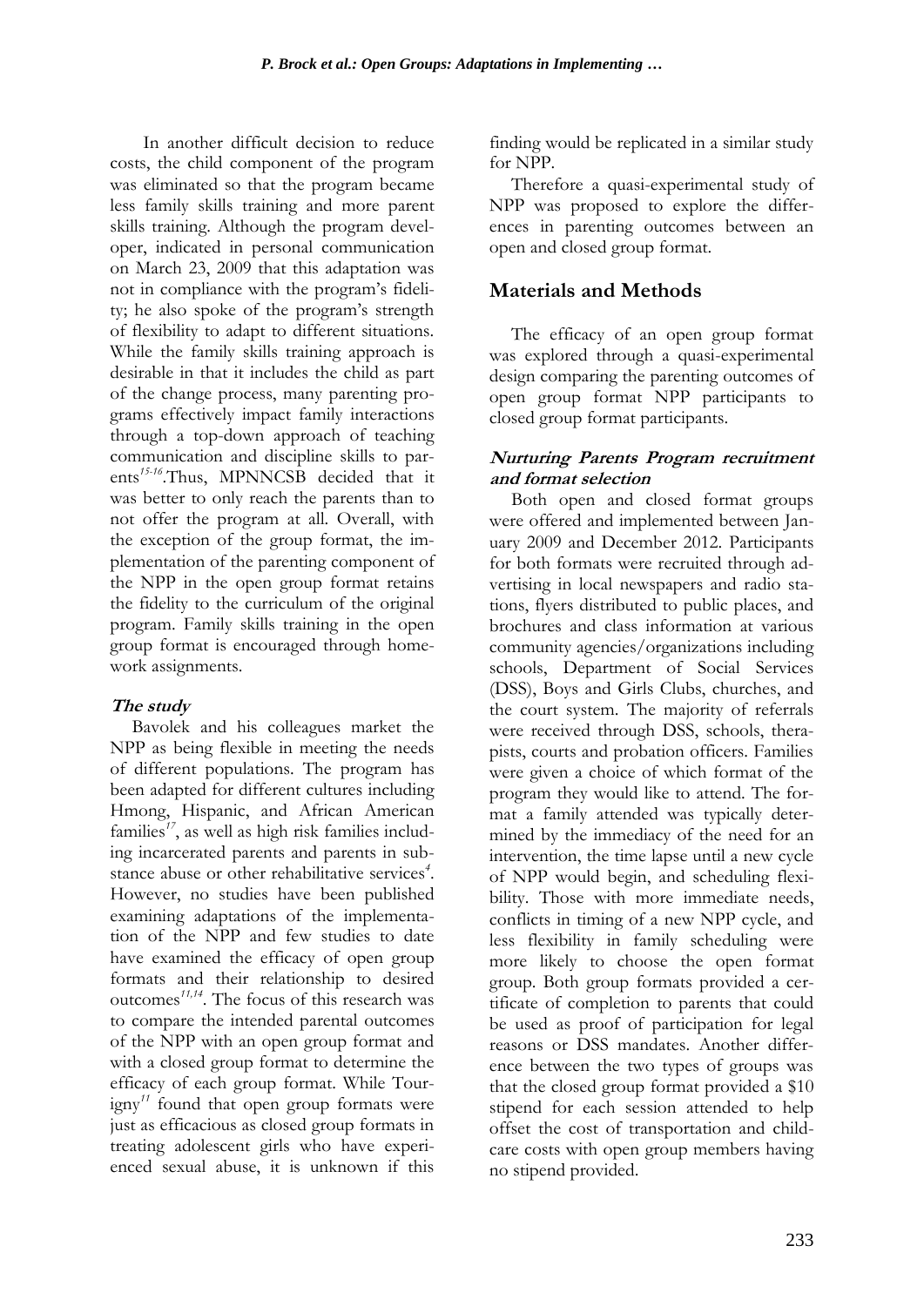In another difficult decision to reduce costs, the child component of the program was eliminated so that the program became less family skills training and more parent skills training. Although the program developer, indicated in personal communication on March 23, 2009 that this adaptation was not in compliance with the program's fidelity; he also spoke of the program's strength of flexibility to adapt to different situations. While the family skills training approach is desirable in that it includes the child as part of the change process, many parenting programs effectively impact family interactions through a top-down approach of teaching communication and discipline skills to parents[15-16].Thus, MPNNCSB decided that it was better to only reach the parents than to not offer the program at all. Overall, with the exception of the group format, the implementation of the parenting component of the NPP in the open group format retains the fidelity to the curriculum of the original program. Family skills training in the open group format is encouraged through homework assignments.

### *The study*

Bavolek and his colleagues market the NPP as being flexible in meeting the needs of different populations. The program has been adapted for different cultures including Hmong, Hispanic, and African American families[17], as well as high risk families including incarcerated parents and parents in substance abuse or other rehabilitative services[4]. However, no studies have been published examining adaptations of the implementation of the NPP and few studies to date have examined the efficacy of open group formats and their relationship to desired outcomes[11,14]. The focus of this research was to compare the intended parental outcomes of the NPP with an open group format and with a closed group format to determine the efficacy of each group format. While Tourigny[11] found that open group formats were just as efficacious as closed group formats in treating adolescent girls who have experienced sexual abuse, it is unknown if this finding would be replicated in a similar study for NPP.

Therefore a quasi-experimental study of NPP was proposed to explore the differences in parenting outcomes between an open and closed group format.

## Materials and Methods

The efficacy of an open group format was explored through a quasi-experimental design comparing the parenting outcomes of open group format NPP participants to closed group format participants.

### *Nurturing Parents Program recruitment and format selection*

Both open and closed format groups were offered and implemented between January 2009 and December 2012. Participants for both formats were recruited through advertising in local newspapers and radio stations, flyers distributed to public places, and brochures and class information at various community agencies/organizations including schools, Department of Social Services (DSS), Boys and Girls Clubs, churches, and the court system. The majority of referrals were received through DSS, schools, therapists, courts and probation officers. Families were given a choice of which format of the program they would like to attend. The format a family attended was typically determined by the immediacy of the need for an intervention, the time lapse until a new cycle of NPP would begin, and scheduling flexibility. Those with more immediate needs, conflicts in timing of a new NPP cycle, and less flexibility in family scheduling were more likely to choose the open format group. Both group formats provided a certificate of completion to parents that could be used as proof of participation for legal reasons or DSS mandates. Another difference between the two types of groups was that the closed group format provided a $10 stipend for each session attended to help offset the cost of transportation and childcare costs with open group members having no stipend provided.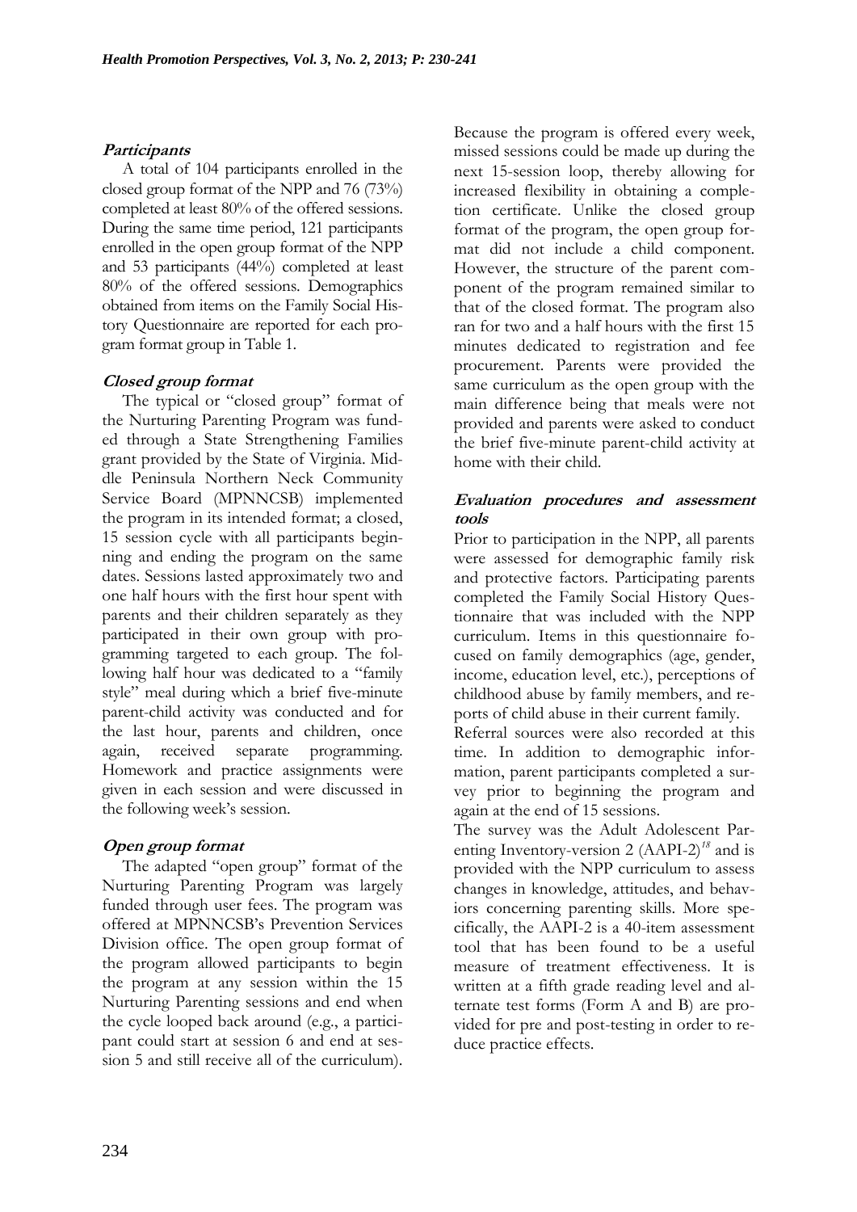### *Participants*

A total of 104 participants enrolled in the closed group format of the NPP and 76 (73%) completed at least 80% of the offered sessions. During the same time period, 121 participants enrolled in the open group format of the NPP and 53 participants (44%) completed at least 80% of the offered sessions. Demographics obtained from items on the Family Social History Questionnaire are reported for each program format group in Table 1.

### *Closed group format*

The typical or "closed group" format of the Nurturing Parenting Program was funded through a State Strengthening Families grant provided by the State of Virginia. Middle Peninsula Northern Neck Community Service Board (MPNNCSB) implemented the program in its intended format; a closed, 15 session cycle with all participants beginning and ending the program on the same dates. Sessions lasted approximately two and one half hours with the first hour spent with parents and their children separately as they participated in their own group with programming targeted to each group. The following half hour was dedicated to a "family style" meal during which a brief five-minute parent-child activity was conducted and for the last hour, parents and children, once again, received separate programming. Homework and practice assignments were given in each session and were discussed in the following week's session.

### *Open group format*

The adapted "open group" format of the Nurturing Parenting Program was largely funded through user fees. The program was offered at MPNNCSB's Prevention Services Division office. The open group format of the program allowed participants to begin the program at any session within the 15 Nurturing Parenting sessions and end when the cycle looped back around (e.g., a participant could start at session 6 and end at session 5 and still receive all of the curriculum). Because the program is offered every week, missed sessions could be made up during the next 15-session loop, thereby allowing for increased flexibility in obtaining a completion certificate. Unlike the closed group format of the program, the open group format did not include a child component. However, the structure of the parent component of the program remained similar to that of the closed format. The program also ran for two and a half hours with the first 15 minutes dedicated to registration and fee procurement. Parents were provided the same curriculum as the open group with the main difference being that meals were not provided and parents were asked to conduct the brief five-minute parent-child activity at home with their child.

### *Evaluation procedures and assessment tools*

Prior to participation in the NPP, all parents were assessed for demographic family risk and protective factors. Participating parents completed the Family Social History Questionnaire that was included with the NPP curriculum. Items in this questionnaire focused on family demographics (age, gender, income, education level, etc.), perceptions of childhood abuse by family members, and reports of child abuse in their current family.

Referral sources were also recorded at this time. In addition to demographic information, parent participants completed a survey prior to beginning the program and again at the end of 15 sessions.

The survey was the Adult Adolescent Parenting Inventory-version 2 (AAPI-2)[18] and is provided with the NPP curriculum to assess changes in knowledge, attitudes, and behaviors concerning parenting skills. More specifically, the AAPI-2 is a 40-item assessment tool that has been found to be a useful measure of treatment effectiveness. It is written at a fifth grade reading level and alternate test forms (Form A and B) are provided for pre and post-testing in order to reduce practice effects.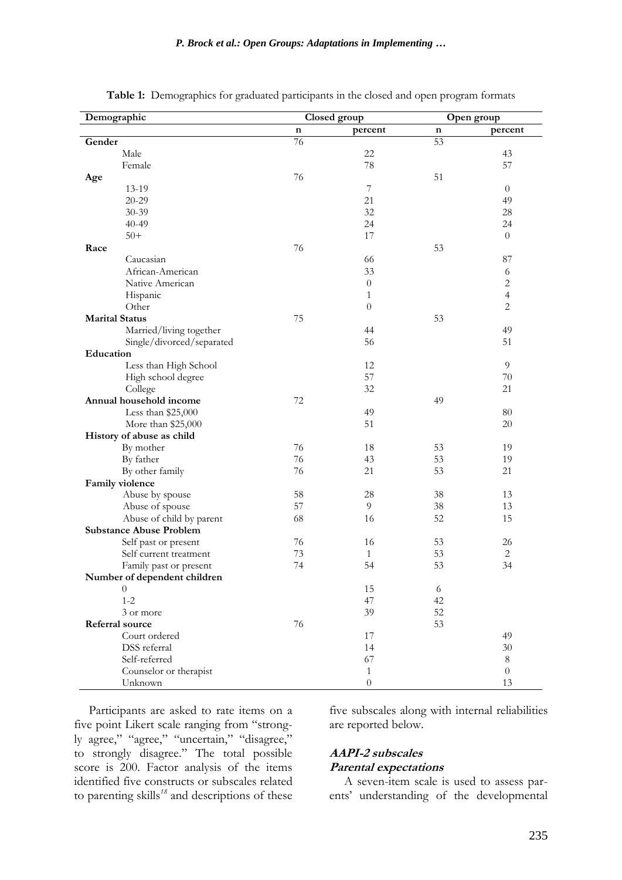**Table 1:** Demographics for graduated participants in the closed and open program formats

| Demographic | Closed group | | Open group | |
|---|---|---|---|---|
| | n | percent | n | percent |
| **Gender** | 76 | | 53 | |
| Male | | 22 | | 43 |
| Female | | 78 | | 57 |
| **Age** | 76 | | 51 | |
| 13-19 | | 7 | | 0 |
| 20-29 | | 21 | | 49 |
| 30-39 | | 32 | | 28 |
| 40-49 | | 24 | | 24 |
| 50+ | | 17 | | 0 |
| **Race** | 76 | | 53 | |
| Caucasian | | 66 | | 87 |
| African-American | | 33 | | 6 |
| Native American | | 0 | | 2 |
| Hispanic | | 1 | | 4 |
| Other | | 0 | | 2 |
| **Marital Status** | 75 | | 53 | |
| Married/living together | | 44 | | 49 |
| Single/divorced/separated | | 56 | | 51 |
| **Education** | | | | |
| Less than High School | | 12 | | 9 |
| High school degree | | 57 | | 70 |
| College | | 32 | | 21 |
| **Annual household income** | 72 | | 49 | |
| Less than $25,000 | | 49 | | 80 |
| More than $25,000 | | 51 | | 20 |
| **History of abuse as child** | | | | |
| By mother | 76 | 18 | 53 | 19 |
| By father | 76 | 43 | 53 | 19 |
| By other family | 76 | 21 | 53 | 21 |
| **Family violence** | | | | |
| Abuse by spouse | 58 | 28 | 38 | 13 |
| Abuse of spouse | 57 | 9 | 38 | 13 |
| Abuse of child by parent | 68 | 16 | 52 | 15 |
| **Substance Abuse Problem** | | | | |
| Self past or present | 76 | 16 | 53 | 26 |
| Self current treatment | 73 | 1 | 53 | 2 |
| Family past or present | 74 | 54 | 53 | 34 |
| **Number of dependent children** | | | | |
| 0 | | 15 | 6 | |
| 1-2 | | 47 | 42 | |
| 3 or more | | 39 | 52 | |
| **Referral source** | 76 | | 53 | |
| Court ordered | | 17 | | 49 |
| DSS referral | | 14 | | 30 |
| Self-referred | | 67 | | 8 |
| Counselor or therapist | | 1 | | 0 |
| Unknown | | 0 | | 13 |

Participants are asked to rate items on a five point Likert scale ranging from "strongly agree," "agree," "uncertain," "disagree," to strongly disagree." The total possible score is 200. Factor analysis of the items identified five constructs or subscales related to parenting skills[18] and descriptions of these five subscales along with internal reliabilities are reported below.

***AAPI-2 subscales***

***Parental expectations***

A seven-item scale is used to assess parents' understanding of the developmental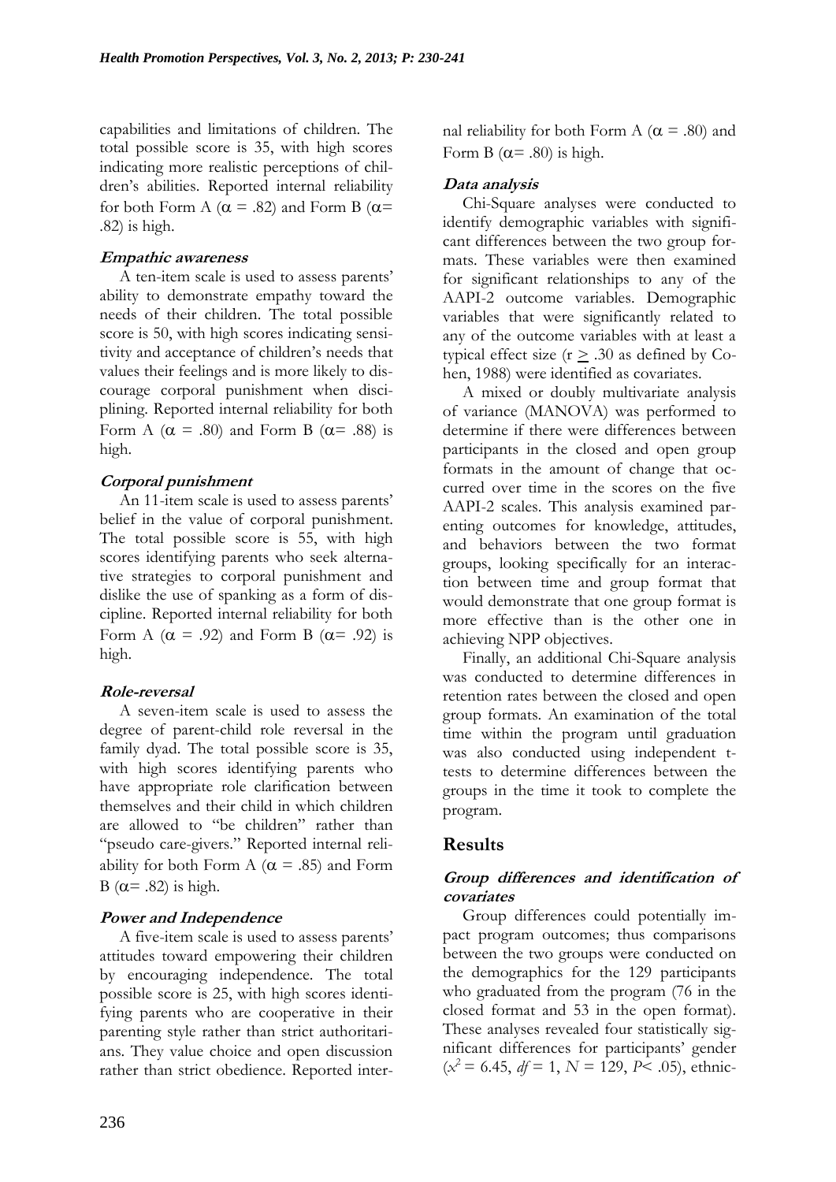capabilities and limitations of children. The total possible score is 35, with high scores indicating more realistic perceptions of children's abilities. Reported internal reliability for both Form A ($\alpha$ = .82) and Form B ($\alpha$= .82) is high.

### *Empathic awareness*

A ten-item scale is used to assess parents' ability to demonstrate empathy toward the needs of their children. The total possible score is 50, with high scores indicating sensitivity and acceptance of children's needs that values their feelings and is more likely to discourage corporal punishment when disciplining. Reported internal reliability for both Form A ($\alpha$ = .80) and Form B ($\alpha$= .88) is high.

### *Corporal punishment*

An 11-item scale is used to assess parents' belief in the value of corporal punishment. The total possible score is 55, with high scores identifying parents who seek alternative strategies to corporal punishment and dislike the use of spanking as a form of discipline. Reported internal reliability for both Form A ($\alpha$ = .92) and Form B ($\alpha$= .92) is high.

### *Role-reversal*

A seven-item scale is used to assess the degree of parent-child role reversal in the family dyad. The total possible score is 35, with high scores identifying parents who have appropriate role clarification between themselves and their child in which children are allowed to "be children" rather than "pseudo care-givers." Reported internal reliability for both Form A ($\alpha$ = .85) and Form B ($\alpha$= .82) is high.

### *Power and Independence*

A five-item scale is used to assess parents' attitudes toward empowering their children by encouraging independence. The total possible score is 25, with high scores identifying parents who are cooperative in their parenting style rather than strict authoritarians. They value choice and open discussion rather than strict obedience. Reported internal reliability for both Form A ($\alpha$ = .80) and Form B ($\alpha$= .80) is high.

### *Data analysis*

Chi-Square analyses were conducted to identify demographic variables with significant differences between the two group formats. These variables were then examined for significant relationships to any of the AAPI-2 outcome variables. Demographic variables that were significantly related to any of the outcome variables with at least a typical effect size ($r \geq .30$ as defined by Cohen, 1988) were identified as covariates.

A mixed or doubly multivariate analysis of variance (MANOVA) was performed to determine if there were differences between participants in the closed and open group formats in the amount of change that occurred over time in the scores on the five AAPI-2 scales. This analysis examined parenting outcomes for knowledge, attitudes, and behaviors between the two format groups, looking specifically for an interaction between time and group format that would demonstrate that one group format is more effective than is the other one in achieving NPP objectives.

Finally, an additional Chi-Square analysis was conducted to determine differences in retention rates between the closed and open group formats. An examination of the total time within the program until graduation was also conducted using independent t-tests to determine differences between the groups in the time it took to complete the program.

## Results

### *Group differences and identification of covariates*

Group differences could potentially impact program outcomes; thus comparisons between the two groups were conducted on the demographics for the 129 participants who graduated from the program (76 in the closed format and 53 in the open format). These analyses revealed four statistically significant differences for participants' gender ($x^2 = 6.45$, $df = 1$, $N = 129$, $P < .05$), ethnic-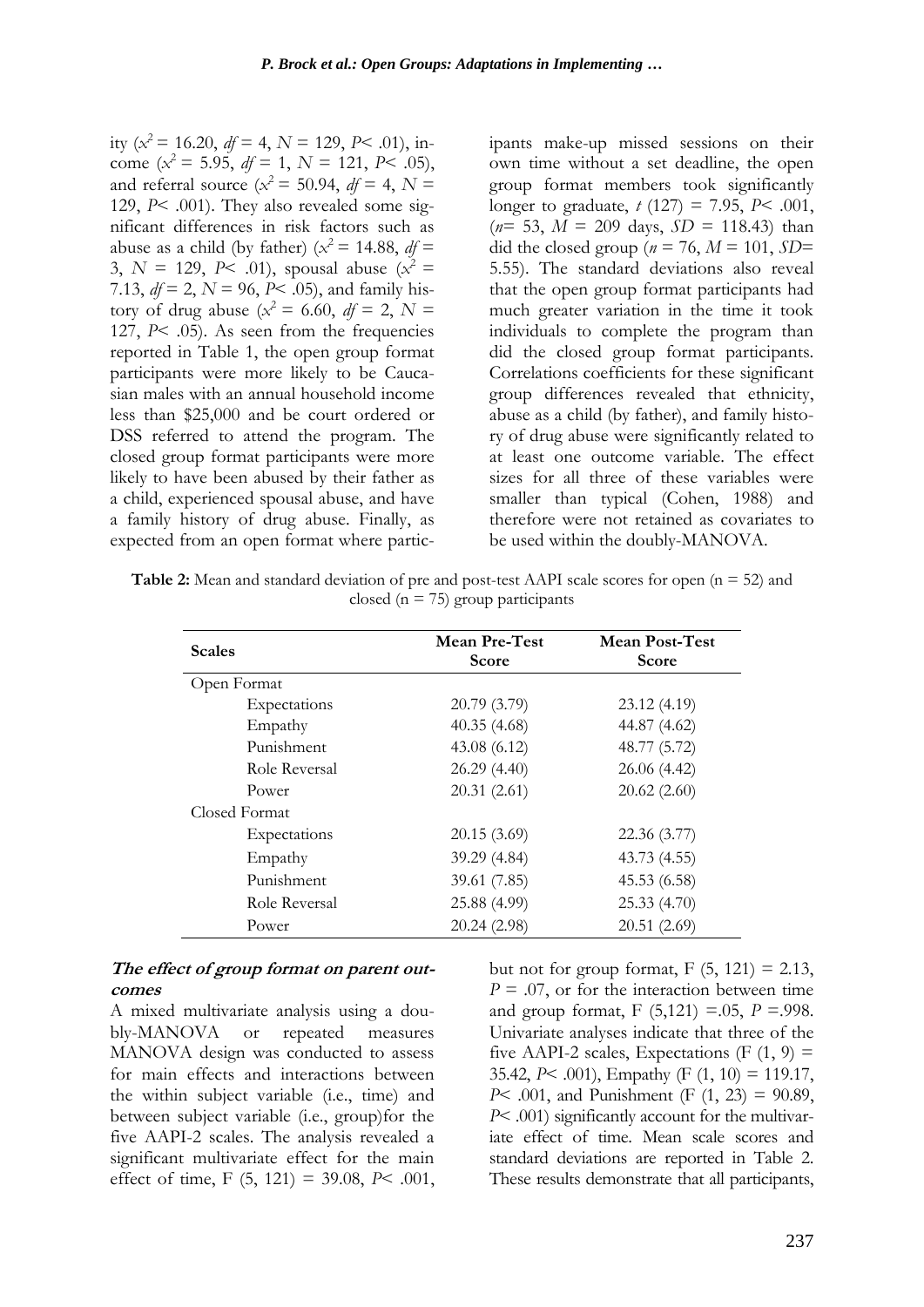ity ($x^2$ = 16.20, *df* = 4, *N* = 129, *P*< .01), income ($x^2$ = 5.95, *df* = 1, *N* = 121, *P*< .05), and referral source ($x^2$ = 50.94, *df* = 4, *N* = 129, *P*< .001). They also revealed some significant differences in risk factors such as abuse as a child (by father) ($x^2$ = 14.88, *df* = 3, *N* = 129, *P*< .01), spousal abuse ($x^2$ = 7.13, *df* = 2, *N* = 96, *P*< .05), and family history of drug abuse ($x^2$ = 6.60, *df* = 2, *N* = 127, *P*< .05). As seen from the frequencies reported in Table 1, the open group format participants were more likely to be Caucasian males with an annual household income less than $25,000 and be court ordered or DSS referred to attend the program. The closed group format participants were more likely to have been abused by their father as a child, experienced spousal abuse, and have a family history of drug abuse. Finally, as expected from an open format where participants make-up missed sessions on their own time without a set deadline, the open group format members took significantly longer to graduate, *t* (127) = 7.95, *P*< .001, (*n*= 53, *M* = 209 days, *SD* = 118.43) than did the closed group (*n* = 76, *M* = 101, *SD*= 5.55). The standard deviations also reveal that the open group format participants had much greater variation in the time it took individuals to complete the program than did the closed group format participants. Correlations coefficients for these significant group differences revealed that ethnicity, abuse as a child (by father), and family history of drug abuse were significantly related to at least one outcome variable. The effect sizes for all three of these variables were smaller than typical (Cohen, 1988) and therefore were not retained as covariates to be used within the doubly-MANOVA.

**Table 2:** Mean and standard deviation of pre and post-test AAPI scale scores for open (n = 52) and closed (n = 75) group participants

| Scales | Mean Pre-Test Score | Mean Post-Test Score |
|---|---|---|
| Open Format | | |
| Expectations | 20.79 (3.79) | 23.12 (4.19) |
| Empathy | 40.35 (4.68) | 44.87 (4.62) |
| Punishment | 43.08 (6.12) | 48.77 (5.72) |
| Role Reversal | 26.29 (4.40) | 26.06 (4.42) |
| Power | 20.31 (2.61) | 20.62 (2.60) |
| Closed Format | | |
| Expectations | 20.15 (3.69) | 22.36 (3.77) |
| Empathy | 39.29 (4.84) | 43.73 (4.55) |
| Punishment | 39.61 (7.85) | 45.53 (6.58) |
| Role Reversal | 25.88 (4.99) | 25.33 (4.70) |
| Power | 20.24 (2.98) | 20.51 (2.69) |

### *The effect of group format on parent outcomes*

A mixed multivariate analysis using a doubly-MANOVA or repeated measures MANOVA design was conducted to assess for main effects and interactions between the within subject variable (i.e., time) and between subject variable (i.e., group)for the five AAPI-2 scales. The analysis revealed a significant multivariate effect for the main effect of time, F (5, 121) = 39.08, *P*< .001, but not for group format, F (5, 121) = 2.13, *P* = .07, or for the interaction between time and group format, F (5,121) =.05, *P* =.998. Univariate analyses indicate that three of the five AAPI-2 scales, Expectations (F (1, 9) = 35.42, *P*< .001), Empathy (F (1, 10) = 119.17, *P*< .001, and Punishment (F (1, 23) = 90.89, *P*< .001) significantly account for the multivariate effect of time. Mean scale scores and standard deviations are reported in Table 2. These results demonstrate that all participants,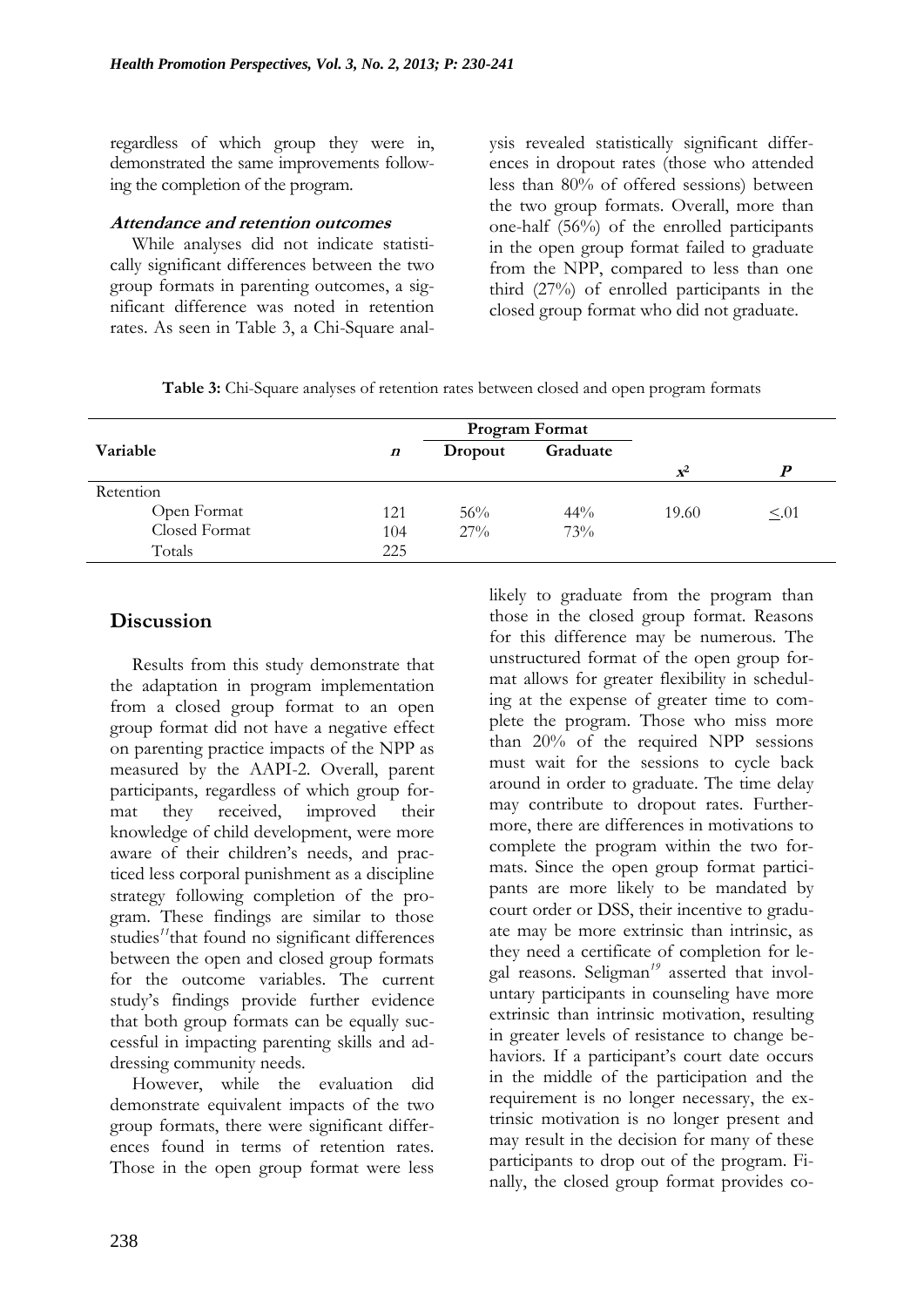regardless of which group they were in, demonstrated the same improvements following the completion of the program.

#### *Attendance and retention outcomes*

While analyses did not indicate statistically significant differences between the two group formats in parenting outcomes, a significant difference was noted in retention rates. As seen in Table 3, a Chi-Square analysis revealed statistically significant differences in dropout rates (those who attended less than 80% of offered sessions) between the two group formats. Overall, more than one-half (56%) of the enrolled participants in the open group format failed to graduate from the NPP, compared to less than one third (27%) of enrolled participants in the closed group format who did not graduate.

**Table 3:** Chi-Square analyses of retention rates between closed and open program formats

| Variable | *n* | Program Format | | | |
|---|---|---|---|---|---|
| | | Dropout | Graduate | $x^2$ | *P* |
| Retention | | | | | |
| Open Format | 121 | 56% | 44% | 19.60 | ≤.01 |
| Closed Format | 104 | 27% | 73% | | |
| Totals | 225 | | | | |

## Discussion

Results from this study demonstrate that the adaptation in program implementation from a closed group format to an open group format did not have a negative effect on parenting practice impacts of the NPP as measured by the AAPI-2. Overall, parent participants, regardless of which group format they received, improved their knowledge of child development, were more aware of their children's needs, and practiced less corporal punishment as a discipline strategy following completion of the program. These findings are similar to those studies[11] that found no significant differences between the open and closed group formats for the outcome variables. The current study's findings provide further evidence that both group formats can be equally successful in impacting parenting skills and addressing community needs.

However, while the evaluation did demonstrate equivalent impacts of the two group formats, there were significant differences found in terms of retention rates. Those in the open group format were less likely to graduate from the program than those in the closed group format. Reasons for this difference may be numerous. The unstructured format of the open group format allows for greater flexibility in scheduling at the expense of greater time to complete the program. Those who miss more than 20% of the required NPP sessions must wait for the sessions to cycle back around in order to graduate. The time delay may contribute to dropout rates. Furthermore, there are differences in motivations to complete the program within the two formats. Since the open group format participants are more likely to be mandated by court order or DSS, their incentive to graduate may be more extrinsic than intrinsic, as they need a certificate of completion for legal reasons. Seligman[19] asserted that involuntary participants in counseling have more extrinsic than intrinsic motivation, resulting in greater levels of resistance to change behaviors. If a participant's court date occurs in the middle of the participation and the requirement is no longer necessary, the extrinsic motivation is no longer present and may result in the decision for many of these participants to drop out of the program. Finally, the closed group format provides co-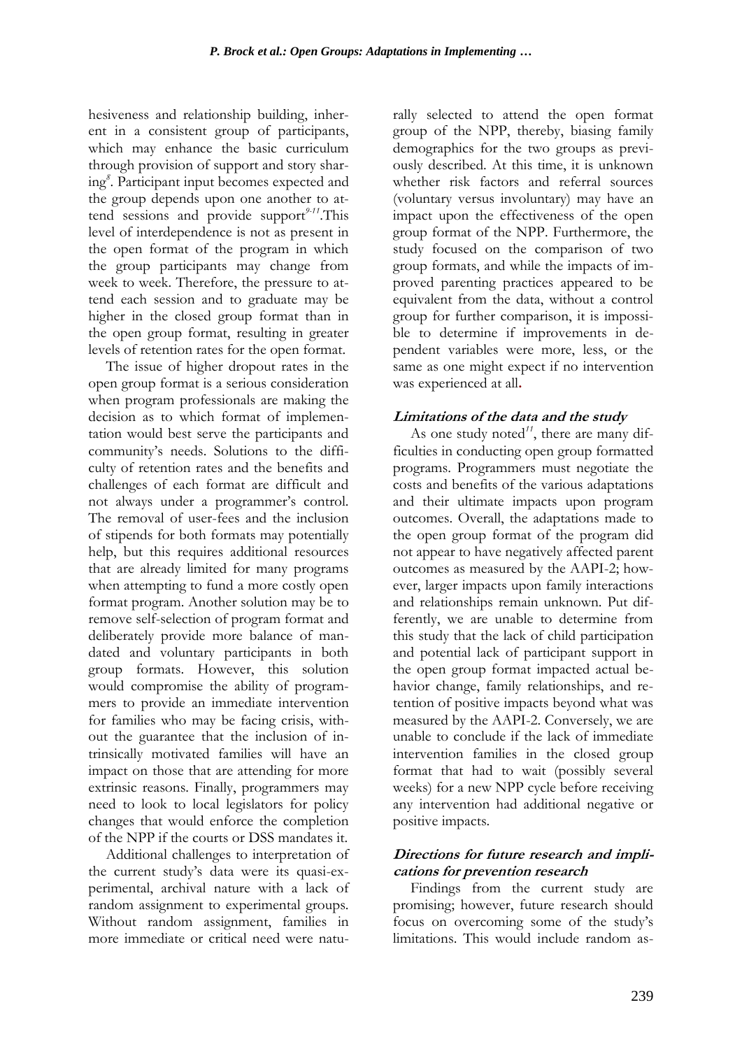hesiveness and relationship building, inherent in a consistent group of participants, which may enhance the basic curriculum through provision of support and story sharing[8]. Participant input becomes expected and the group depends upon one another to attend sessions and provide support[9-11].This level of interdependence is not as present in the open format of the program in which the group participants may change from week to week. Therefore, the pressure to attend each session and to graduate may be higher in the closed group format than in the open group format, resulting in greater levels of retention rates for the open format.

The issue of higher dropout rates in the open group format is a serious consideration when program professionals are making the decision as to which format of implementation would best serve the participants and community's needs. Solutions to the difficulty of retention rates and the benefits and challenges of each format are difficult and not always under a programmer's control. The removal of user-fees and the inclusion of stipends for both formats may potentially help, but this requires additional resources that are already limited for many programs when attempting to fund a more costly open format program. Another solution may be to remove self-selection of program format and deliberately provide more balance of mandated and voluntary participants in both group formats. However, this solution would compromise the ability of programmers to provide an immediate intervention for families who may be facing crisis, without the guarantee that the inclusion of intrinsically motivated families will have an impact on those that are attending for more extrinsic reasons. Finally, programmers may need to look to local legislators for policy changes that would enforce the completion of the NPP if the courts or DSS mandates it.

Additional challenges to interpretation of the current study's data were its quasi-experimental, archival nature with a lack of random assignment to experimental groups. Without random assignment, families in more immediate or critical need were naturally selected to attend the open format group of the NPP, thereby, biasing family demographics for the two groups as previously described. At this time, it is unknown whether risk factors and referral sources (voluntary versus involuntary) may have an impact upon the effectiveness of the open group format of the NPP. Furthermore, the study focused on the comparison of two group formats, and while the impacts of improved parenting practices appeared to be equivalent from the data, without a control group for further comparison, it is impossible to determine if improvements in dependent variables were more, less, or the same as one might expect if no intervention was experienced at all.

### *Limitations of the data and the study*

As one study noted[11], there are many difficulties in conducting open group formatted programs. Programmers must negotiate the costs and benefits of the various adaptations and their ultimate impacts upon program outcomes. Overall, the adaptations made to the open group format of the program did not appear to have negatively affected parent outcomes as measured by the AAPI-2; however, larger impacts upon family interactions and relationships remain unknown. Put differently, we are unable to determine from this study that the lack of child participation and potential lack of participant support in the open group format impacted actual behavior change, family relationships, and retention of positive impacts beyond what was measured by the AAPI-2. Conversely, we are unable to conclude if the lack of immediate intervention families in the closed group format that had to wait (possibly several weeks) for a new NPP cycle before receiving any intervention had additional negative or positive impacts.

### *Directions for future research and implications for prevention research*

Findings from the current study are promising; however, future research should focus on overcoming some of the study's limitations. This would include random as-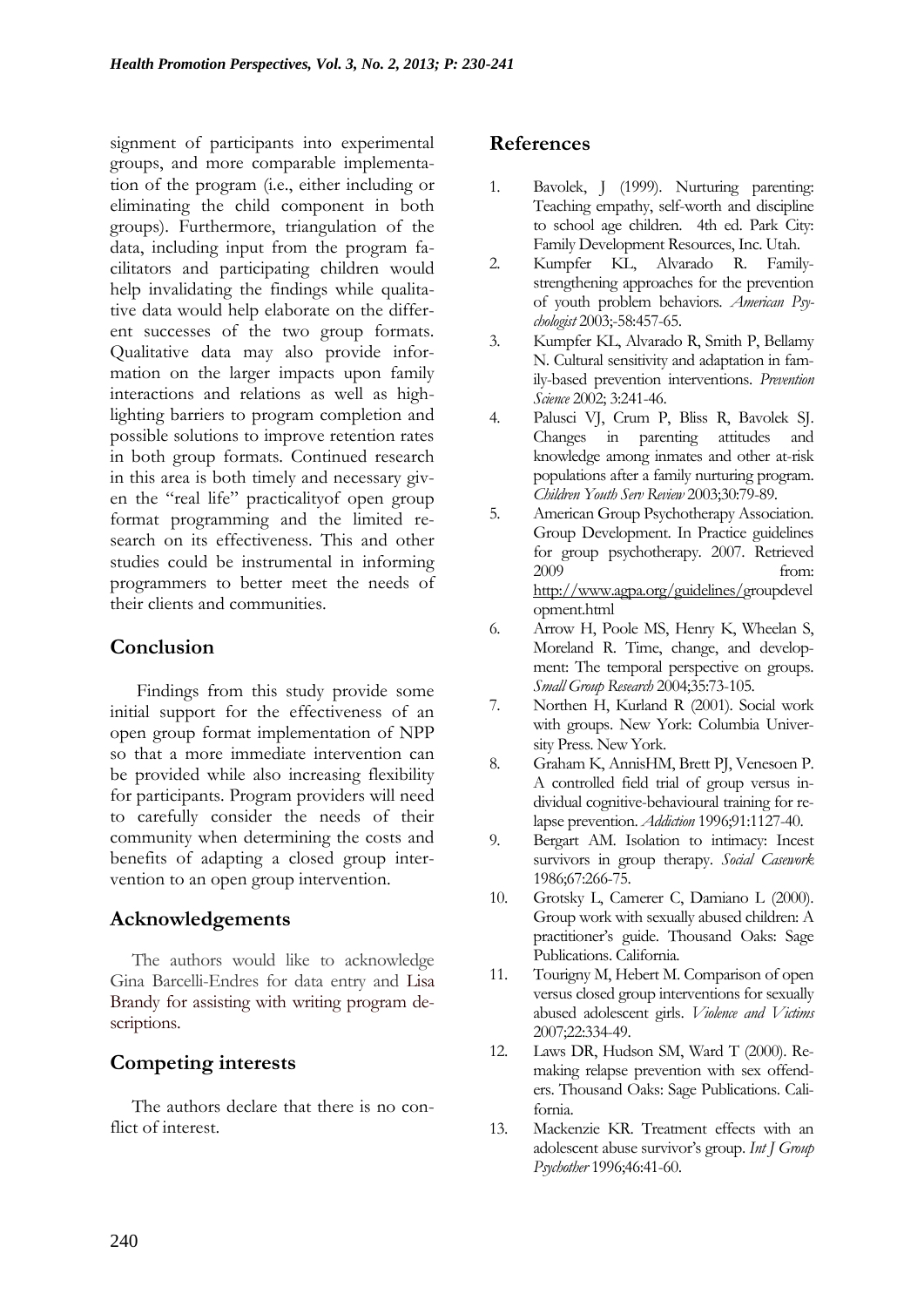signment of participants into experimental groups, and more comparable implementation of the program (i.e., either including or eliminating the child component in both groups). Furthermore, triangulation of the data, including input from the program facilitators and participating children would help invalidating the findings while qualitative data would help elaborate on the different successes of the two group formats. Qualitative data may also provide information on the larger impacts upon family interactions and relations as well as highlighting barriers to program completion and possible solutions to improve retention rates in both group formats. Continued research in this area is both timely and necessary given the "real life" practicalityof open group format programming and the limited research on its effectiveness. This and other studies could be instrumental in informing programmers to better meet the needs of their clients and communities.

## Conclusion

Findings from this study provide some initial support for the effectiveness of an open group format implementation of NPP so that a more immediate intervention can be provided while also increasing flexibility for participants. Program providers will need to carefully consider the needs of their community when determining the costs and benefits of adapting a closed group intervention to an open group intervention.

## Acknowledgements

The authors would like to acknowledge Gina Barcelli-Endres for data entry and Lisa Brandy for assisting with writing program descriptions.

## Competing interests

The authors declare that there is no conflict of interest.

## References

1. Bavolek, J (1999). Nurturing parenting: Teaching empathy, self-worth and discipline to school age children. 4th ed. Park City: Family Development Resources, Inc. Utah.
2. Kumpfer KL, Alvarado R. Family-strengthening approaches for the prevention of youth problem behaviors. *American Psychologist* 2003;-58:457-65.
3. Kumpfer KL, Alvarado R, Smith P, Bellamy N. Cultural sensitivity and adaptation in family-based prevention interventions. *Prevention Science* 2002; 3:241-46.
4. Palusci VJ, Crum P, Bliss R, Bavolek SJ. Changes in parenting attitudes and knowledge among inmates and other at-risk populations after a family nurturing program. *Children Youth Serv Review* 2003;30:79-89.
5. American Group Psychotherapy Association. Group Development. In Practice guidelines for group psychotherapy. 2007. Retrieved 2009 from: http://www.agpa.org/guidelines/groupdevelopment.html
6. Arrow H, Poole MS, Henry K, Wheelan S, Moreland R. Time, change, and development: The temporal perspective on groups. *Small Group Research* 2004;35:73-105.
7. Northen H, Kurland R (2001). Social work with groups. New York: Columbia University Press. New York.
8. Graham K, AnnisHM, Brett PJ, Venesoen P. A controlled field trial of group versus individual cognitive-behavioural training for relapse prevention. *Addiction* 1996;91:1127-40.
9. Bergart AM. Isolation to intimacy: Incest survivors in group therapy. *Social Casework* 1986;67:266-75.
10. Grotsky L, Camerer C, Damiano L (2000). Group work with sexually abused children: A practitioner's guide. Thousand Oaks: Sage Publications. California.
11. Tourigny M, Hebert M. Comparison of open versus closed group interventions for sexually abused adolescent girls. *Violence and Victims* 2007;22:334-49.
12. Laws DR, Hudson SM, Ward T (2000). Remaking relapse prevention with sex offenders. Thousand Oaks: Sage Publications. California.
13. Mackenzie KR. Treatment effects with an adolescent abuse survivor's group. *Int J Group Psychother* 1996;46:41-60.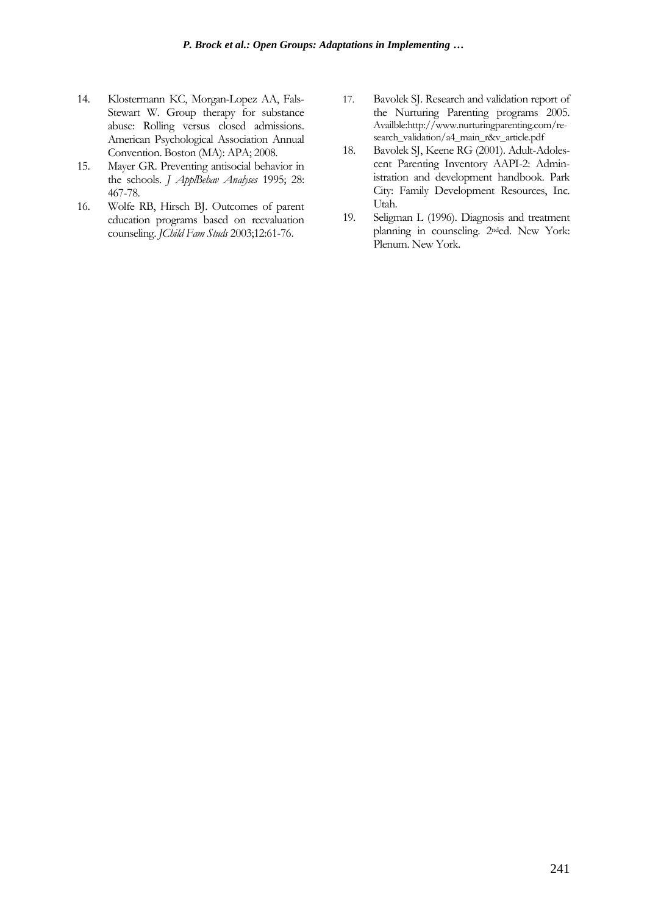14. Klostermann KC, Morgan-Lopez AA, Fals-Stewart W. Group therapy for substance abuse: Rolling versus closed admissions. American Psychological Association Annual Convention. Boston (MA): APA; 2008.
15. Mayer GR. Preventing antisocial behavior in the schools. *J ApplBehav Analyses* 1995; 28: 467-78.
16. Wolfe RB, Hirsch BJ. Outcomes of parent education programs based on reevaluation counseling. *JChild Fam Studs* 2003;12:61-76.
17. Bavolek SJ. Research and validation report of the Nurturing Parenting programs 2005. Availble:http://www.nurturingparenting.com/research_validation/a4_main_r&v_article.pdf
18. Bavolek SJ, Keene RG (2001). Adult-Adolescent Parenting Inventory AAPI-2: Administration and development handbook. Park City: Family Development Resources, Inc. Utah.
19. Seligman L (1996). Diagnosis and treatment planning in counseling. 2nded. New York: Plenum. New York.